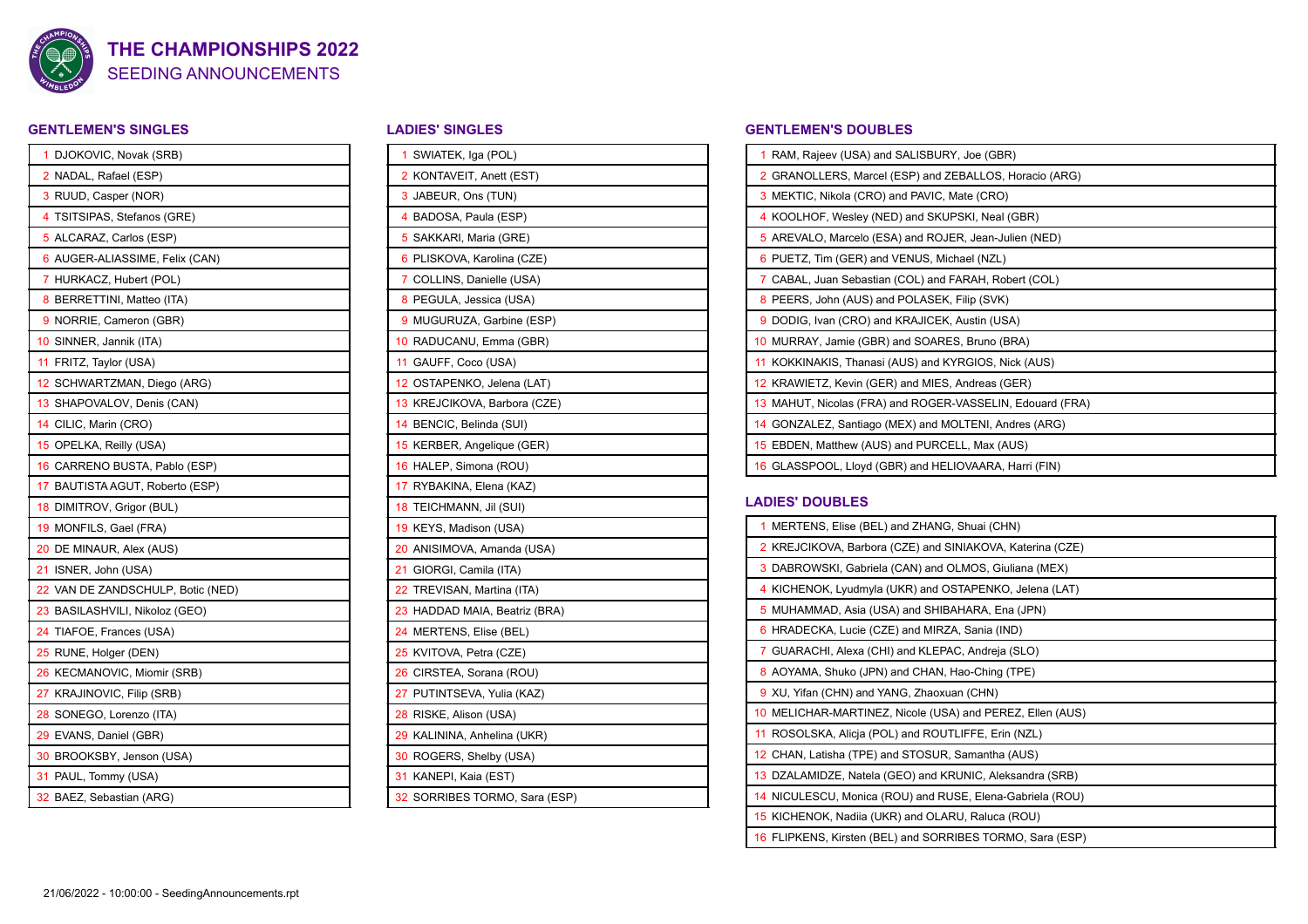# THE CHAMPIONSHIPS 2022

## SEEDING ANNOUNCEMENTS

### GENTLEMEN'S SINGLES

| Seed | Player |
|---|---|
| 1 | DJOKOVIC, Novak (SRB) |
| 2 | NADAL, Rafael (ESP) |
| 3 | RUUD, Casper (NOR) |
| 4 | TSITSIPAS, Stefanos (GRE) |
| 5 | ALCARAZ, Carlos (ESP) |
| 6 | AUGER-ALIASSIME, Felix (CAN) |
| 7 | HURKACZ, Hubert (POL) |
| 8 | BERRETTINI, Matteo (ITA) |
| 9 | NORRIE, Cameron (GBR) |
| 10 | SINNER, Jannik (ITA) |
| 11 | FRITZ, Taylor (USA) |
| 12 | SCHWARTZMAN, Diego (ARG) |
| 13 | SHAPOVALOV, Denis (CAN) |
| 14 | CILIC, Marin (CRO) |
| 15 | OPELKA, Reilly (USA) |
| 16 | CARRENO BUSTA, Pablo (ESP) |
| 17 | BAUTISTA AGUT, Roberto (ESP) |
| 18 | DIMITROV, Grigor (BUL) |
| 19 | MONFILS, Gael (FRA) |
| 20 | DE MINAUR, Alex (AUS) |
| 21 | ISNER, John (USA) |
| 22 | VAN DE ZANDSCHULP, Botic (NED) |
| 23 | BASILASHVILI, Nikoloz (GEO) |
| 24 | TIAFOE, Frances (USA) |
| 25 | RUNE, Holger (DEN) |
| 26 | KECMANOVIC, Miomir (SRB) |
| 27 | KRAJINOVIC, Filip (SRB) |
| 28 | SONEGO, Lorenzo (ITA) |
| 29 | EVANS, Daniel (GBR) |
| 30 | BROOKSBY, Jenson (USA) |
| 31 | PAUL, Tommy (USA) |
| 32 | BAEZ, Sebastian (ARG) |

### LADIES' SINGLES

| Seed | Player |
|---|---|
| 1 | SWIATEK, Iga (POL) |
| 2 | KONTAVEIT, Anett (EST) |
| 3 | JABEUR, Ons (TUN) |
| 4 | BADOSA, Paula (ESP) |
| 5 | SAKKARI, Maria (GRE) |
| 6 | PLISKOVA, Karolina (CZE) |
| 7 | COLLINS, Danielle (USA) |
| 8 | PEGULA, Jessica (USA) |
| 9 | MUGURUZA, Garbine (ESP) |
| 10 | RADUCANU, Emma (GBR) |
| 11 | GAUFF, Coco (USA) |
| 12 | OSTAPENKO, Jelena (LAT) |
| 13 | KREJCIKOVA, Barbora (CZE) |
| 14 | BENCIC, Belinda (SUI) |
| 15 | KERBER, Angelique (GER) |
| 16 | HALEP, Simona (ROU) |
| 17 | RYBAKINA, Elena (KAZ) |
| 18 | TEICHMANN, Jil (SUI) |
| 19 | KEYS, Madison (USA) |
| 20 | ANISIMOVA, Amanda (USA) |
| 21 | GIORGI, Camila (ITA) |
| 22 | TREVISAN, Martina (ITA) |
| 23 | HADDAD MAIA, Beatriz (BRA) |
| 24 | MERTENS, Elise (BEL) |
| 25 | KVITOVA, Petra (CZE) |
| 26 | CIRSTEA, Sorana (ROU) |
| 27 | PUTINTSEVA, Yulia (KAZ) |
| 28 | RISKE, Alison (USA) |
| 29 | KALININA, Anhelina (UKR) |
| 30 | ROGERS, Shelby (USA) |
| 31 | KANEPI, Kaia (EST) |
| 32 | SORRIBES TORMO, Sara (ESP) |

### GENTLEMEN'S DOUBLES

| Seed | Team |
|---|---|
| 1 | RAM, Rajeev (USA) and SALISBURY, Joe (GBR) |
| 2 | GRANOLLERS, Marcel (ESP) and ZEBALLOS, Horacio (ARG) |
| 3 | MEKTIC, Nikola (CRO) and PAVIC, Mate (CRO) |
| 4 | KOOLHOF, Wesley (NED) and SKUPSKI, Neal (GBR) |
| 5 | AREVALO, Marcelo (ESA) and ROJER, Jean-Julien (NED) |
| 6 | PUETZ, Tim (GER) and VENUS, Michael (NZL) |
| 7 | CABAL, Juan Sebastian (COL) and FARAH, Robert (COL) |
| 8 | PEERS, John (AUS) and POLASEK, Filip (SVK) |
| 9 | DODIG, Ivan (CRO) and KRAJICEK, Austin (USA) |
| 10 | MURRAY, Jamie (GBR) and SOARES, Bruno (BRA) |
| 11 | KOKKINAKIS, Thanasi (AUS) and KYRGIOS, Nick (AUS) |
| 12 | KRAWIETZ, Kevin (GER) and MIES, Andreas (GER) |
| 13 | MAHUT, Nicolas (FRA) and ROGER-VASSELIN, Edouard (FRA) |
| 14 | GONZALEZ, Santiago (MEX) and MOLTENI, Andres (ARG) |
| 15 | EBDEN, Matthew (AUS) and PURCELL, Max (AUS) |
| 16 | GLASSPOOL, Lloyd (GBR) and HELIOVAARA, Harri (FIN) |

### LADIES' DOUBLES

| Seed | Team |
|---|---|
| 1 | MERTENS, Elise (BEL) and ZHANG, Shuai (CHN) |
| 2 | KREJCIKOVA, Barbora (CZE) and SINIAKOVA, Katerina (CZE) |
| 3 | DABROWSKI, Gabriela (CAN) and OLMOS, Giuliana (MEX) |
| 4 | KICHENOK, Lyudmyla (UKR) and OSTAPENKO, Jelena (LAT) |
| 5 | MUHAMMAD, Asia (USA) and SHIBAHARA, Ena (JPN) |
| 6 | HRADECKA, Lucie (CZE) and MIRZA, Sania (IND) |
| 7 | GUARACHI, Alexa (CHI) and KLEPAC, Andreja (SLO) |
| 8 | AOYAMA, Shuko (JPN) and CHAN, Hao-Ching (TPE) |
| 9 | XU, Yifan (CHN) and YANG, Zhaoxuan (CHN) |
| 10 | MELICHAR-MARTINEZ, Nicole (USA) and PEREZ, Ellen (AUS) |
| 11 | ROSOLSKA, Alicja (POL) and ROUTLIFFE, Erin (NZL) |
| 12 | CHAN, Latisha (TPE) and STOSUR, Samantha (AUS) |
| 13 | DZALAMIDZE, Natela (GEO) and KRUNIC, Aleksandra (SRB) |
| 14 | NICULESCU, Monica (ROU) and RUSE, Elena-Gabriela (ROU) |
| 15 | KICHENOK, Nadiia (UKR) and OLARU, Raluca (ROU) |
| 16 | FLIPKENS, Kirsten (BEL) and SORRIBES TORMO, Sara (ESP) |

21/06/2022 - 10:00:00 - SeedingAnnouncements.rpt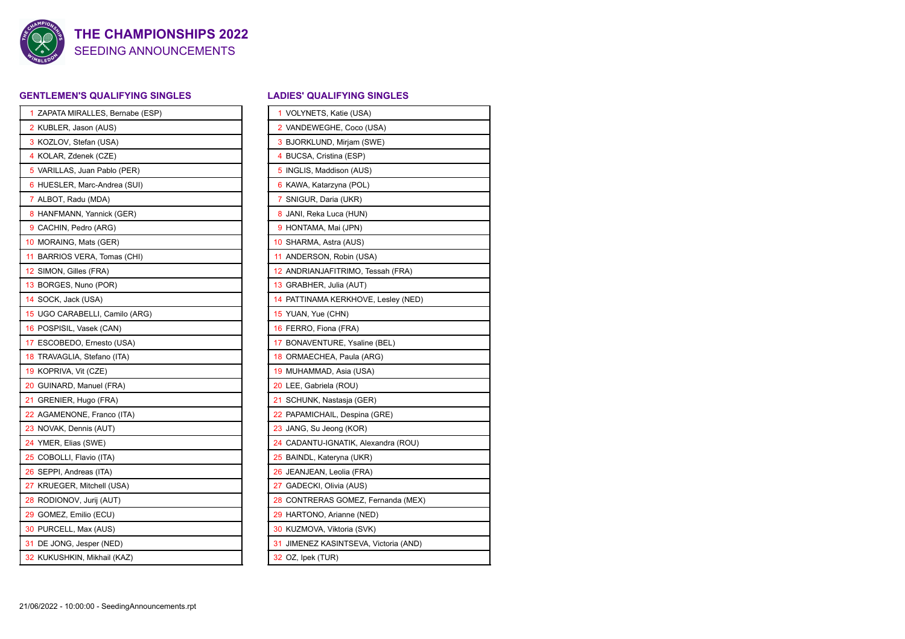# THE CHAMPIONSHIPS 2022

SEEDING ANNOUNCEMENTS

## GENTLEMEN'S QUALIFYING SINGLES

| | |
|---|---|
| 1 | ZAPATA MIRALLES, Bernabe (ESP) |
| 2 | KUBLER, Jason (AUS) |
| 3 | KOZLOV, Stefan (USA) |
| 4 | KOLAR, Zdenek (CZE) |
| 5 | VARILLAS, Juan Pablo (PER) |
| 6 | HUESLER, Marc-Andrea (SUI) |
| 7 | ALBOT, Radu (MDA) |
| 8 | HANFMANN, Yannick (GER) |
| 9 | CACHIN, Pedro (ARG) |
| 10 | MORAING, Mats (GER) |
| 11 | BARRIOS VERA, Tomas (CHI) |
| 12 | SIMON, Gilles (FRA) |
| 13 | BORGES, Nuno (POR) |
| 14 | SOCK, Jack (USA) |
| 15 | UGO CARABELLI, Camilo (ARG) |
| 16 | POSPISIL, Vasek (CAN) |
| 17 | ESCOBEDO, Ernesto (USA) |
| 18 | TRAVAGLIA, Stefano (ITA) |
| 19 | KOPRIVA, Vit (CZE) |
| 20 | GUINARD, Manuel (FRA) |
| 21 | GRENIER, Hugo (FRA) |
| 22 | AGAMENONE, Franco (ITA) |
| 23 | NOVAK, Dennis (AUT) |
| 24 | YMER, Elias (SWE) |
| 25 | COBOLLI, Flavio (ITA) |
| 26 | SEPPI, Andreas (ITA) |
| 27 | KRUEGER, Mitchell (USA) |
| 28 | RODIONOV, Jurij (AUT) |
| 29 | GOMEZ, Emilio (ECU) |
| 30 | PURCELL, Max (AUS) |
| 31 | DE JONG, Jesper (NED) |
| 32 | KUKUSHKIN, Mikhail (KAZ) |

## LADIES' QUALIFYING SINGLES

| | |
|---|---|
| 1 | VOLYNETS, Katie (USA) |
| 2 | VANDEWEGHE, Coco (USA) |
| 3 | BJORKLUND, Mirjam (SWE) |
| 4 | BUCSA, Cristina (ESP) |
| 5 | INGLIS, Maddison (AUS) |
| 6 | KAWA, Katarzyna (POL) |
| 7 | SNIGUR, Daria (UKR) |
| 8 | JANI, Reka Luca (HUN) |
| 9 | HONTAMA, Mai (JPN) |
| 10 | SHARMA, Astra (AUS) |
| 11 | ANDERSON, Robin (USA) |
| 12 | ANDRIANJAFITRIMO, Tessah (FRA) |
| 13 | GRABHER, Julia (AUT) |
| 14 | PATTINAMA KERKHOVE, Lesley (NED) |
| 15 | YUAN, Yue (CHN) |
| 16 | FERRO, Fiona (FRA) |
| 17 | BONAVENTURE, Ysaline (BEL) |
| 18 | ORMAECHEA, Paula (ARG) |
| 19 | MUHAMMAD, Asia (USA) |
| 20 | LEE, Gabriela (ROU) |
| 21 | SCHUNK, Nastasja (GER) |
| 22 | PAPAMICHAIL, Despina (GRE) |
| 23 | JANG, Su Jeong (KOR) |
| 24 | CADANTU-IGNATIK, Alexandra (ROU) |
| 25 | BAINDL, Kateryna (UKR) |
| 26 | JEANJEAN, Leolia (FRA) |
| 27 | GADECKI, Olivia (AUS) |
| 28 | CONTRERAS GOMEZ, Fernanda (MEX) |
| 29 | HARTONO, Arianne (NED) |
| 30 | KUZMOVA, Viktoria (SVK) |
| 31 | JIMENEZ KASINTSEVA, Victoria (AND) |
| 32 | OZ, Ipek (TUR) |

21/06/2022 - 10:00:00 - SeedingAnnouncements.rpt